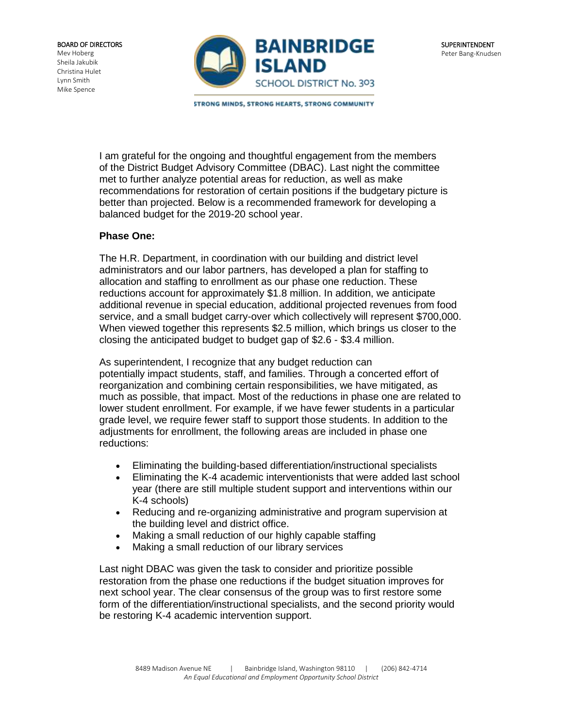BOARD OF DIRECTORS
Mev Hoberg
Sheila Jakubik
Christina Hulet
Lynn Smith
Mike Spence

**BAINBRIDGE ISLAND**
SCHOOL DISTRICT No. 303

STRONG MINDS, STRONG HEARTS, STRONG COMMUNITY

SUPERINTENDENT
Peter Bang-Knudsen

I am grateful for the ongoing and thoughtful engagement from the members of the District Budget Advisory Committee (DBAC). Last night the committee met to further analyze potential areas for reduction, as well as make recommendations for restoration of certain positions if the budgetary picture is better than projected. Below is a recommended framework for developing a balanced budget for the 2019-20 school year.

**Phase One:**

The H.R. Department, in coordination with our building and district level administrators and our labor partners, has developed a plan for staffing to allocation and staffing to enrollment as our phase one reduction. These reductions account for approximately $1.8 million. In addition, we anticipate additional revenue in special education, additional projected revenues from food service, and a small budget carry-over which collectively will represent $700,000. When viewed together this represents $2.5 million, which brings us closer to the closing the anticipated budget to budget gap of $2.6 - $3.4 million.

As superintendent, I recognize that any budget reduction can potentially impact students, staff, and families. Through a concerted effort of reorganization and combining certain responsibilities, we have mitigated, as much as possible, that impact. Most of the reductions in phase one are related to lower student enrollment. For example, if we have fewer students in a particular grade level, we require fewer staff to support those students. In addition to the adjustments for enrollment, the following areas are included in phase one reductions:

- Eliminating the building-based differentiation/instructional specialists
- Eliminating the K-4 academic interventionists that were added last school year (there are still multiple student support and interventions within our K-4 schools)
- Reducing and re-organizing administrative and program supervision at the building level and district office.
- Making a small reduction of our highly capable staffing
- Making a small reduction of our library services

Last night DBAC was given the task to consider and prioritize possible restoration from the phase one reductions if the budget situation improves for next school year. The clear consensus of the group was to first restore some form of the differentiation/instructional specialists, and the second priority would be restoring K-4 academic intervention support.

8489 Madison Avenue NE | Bainbridge Island, Washington 98110 | (206) 842-4714
*An Equal Educational and Employment Opportunity School District*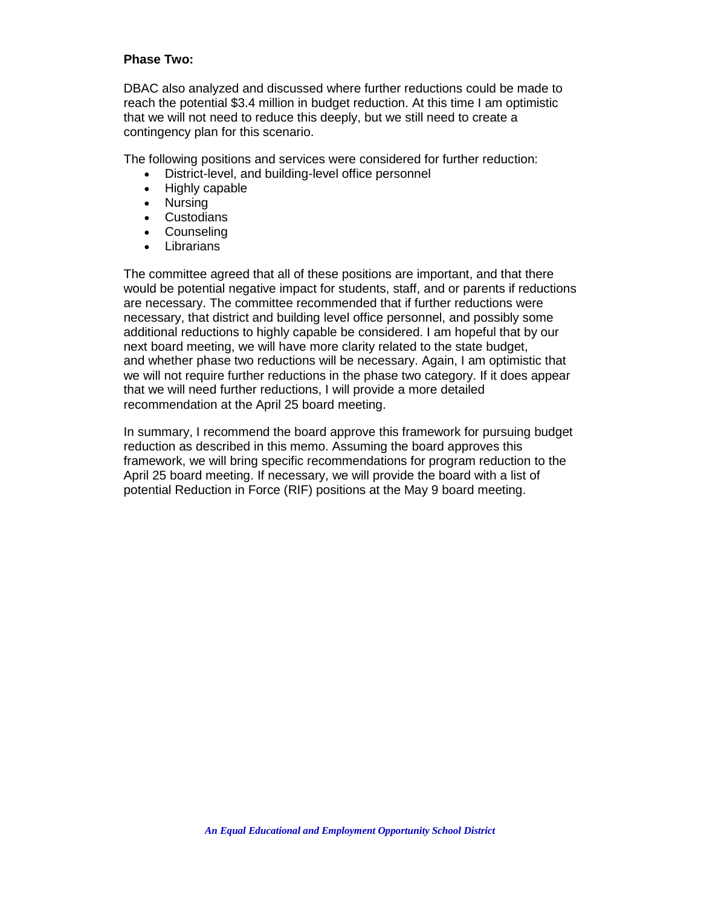**Phase Two:**

DBAC also analyzed and discussed where further reductions could be made to reach the potential $3.4 million in budget reduction. At this time I am optimistic that we will not need to reduce this deeply, but we still need to create a contingency plan for this scenario.

The following positions and services were considered for further reduction:

- District-level, and building-level office personnel
- Highly capable
- Nursing
- Custodians
- Counseling
- Librarians

The committee agreed that all of these positions are important, and that there would be potential negative impact for students, staff, and or parents if reductions are necessary. The committee recommended that if further reductions were necessary, that district and building level office personnel, and possibly some additional reductions to highly capable be considered. I am hopeful that by our next board meeting, we will have more clarity related to the state budget, and whether phase two reductions will be necessary. Again, I am optimistic that we will not require further reductions in the phase two category. If it does appear that we will need further reductions, I will provide a more detailed recommendation at the April 25 board meeting.

In summary, I recommend the board approve this framework for pursuing budget reduction as described in this memo. Assuming the board approves this framework, we will bring specific recommendations for program reduction to the April 25 board meeting. If necessary, we will provide the board with a list of potential Reduction in Force (RIF) positions at the May 9 board meeting.